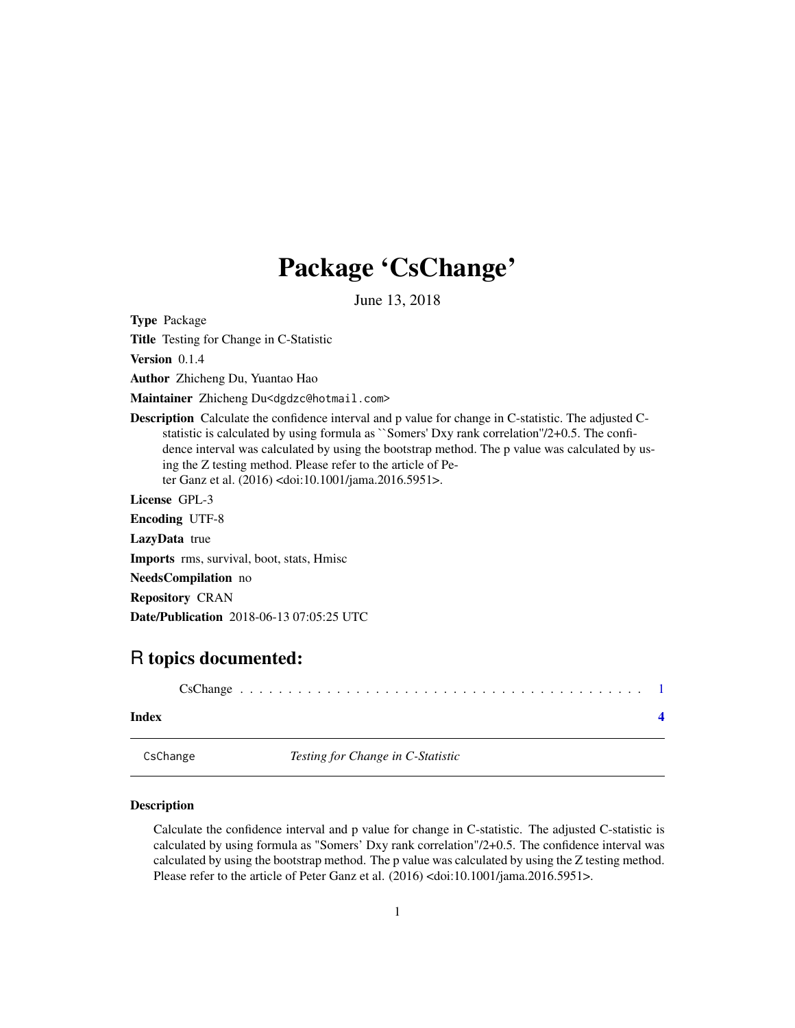# Package 'CsChange'

June 13, 2018

**Type** Package

**Title** Testing for Change in C-Statistic

**Version** 0.1.4

**Author** Zhicheng Du, Yuantao Hao

**Maintainer** Zhicheng Du<dgdzc@hotmail.com>

**Description** Calculate the confidence interval and p value for change in C-statistic. The adjusted C-statistic is calculated by using formula as ``Somers' Dxy rank correlation''/2+0.5. The confidence interval was calculated by using the bootstrap method. The p value was calculated by using the Z testing method. Please refer to the article of Peter Ganz et al. (2016) <doi:10.1001/jama.2016.5951>.

**License** GPL-3

**Encoding** UTF-8

**LazyData** true

**Imports** rms, survival, boot, stats, Hmisc

**NeedsCompilation** no

**Repository** CRAN

**Date/Publication** 2018-06-13 07:05:25 UTC

## R topics documented:

CsChange . . . . . . . . . . . . . . . . . . . . . . . . . . . . . . . . . . . . . . . . . . 1

**Index** **4**

---

CsChange *Testing for Change in C-Statistic*

---

### Description

Calculate the confidence interval and p value for change in C-statistic. The adjusted C-statistic is calculated by using formula as "Somers' Dxy rank correlation"/2+0.5. The confidence interval was calculated by using the bootstrap method. The p value was calculated by using the Z testing method. Please refer to the article of Peter Ganz et al. (2016) <doi:10.1001/jama.2016.5951>.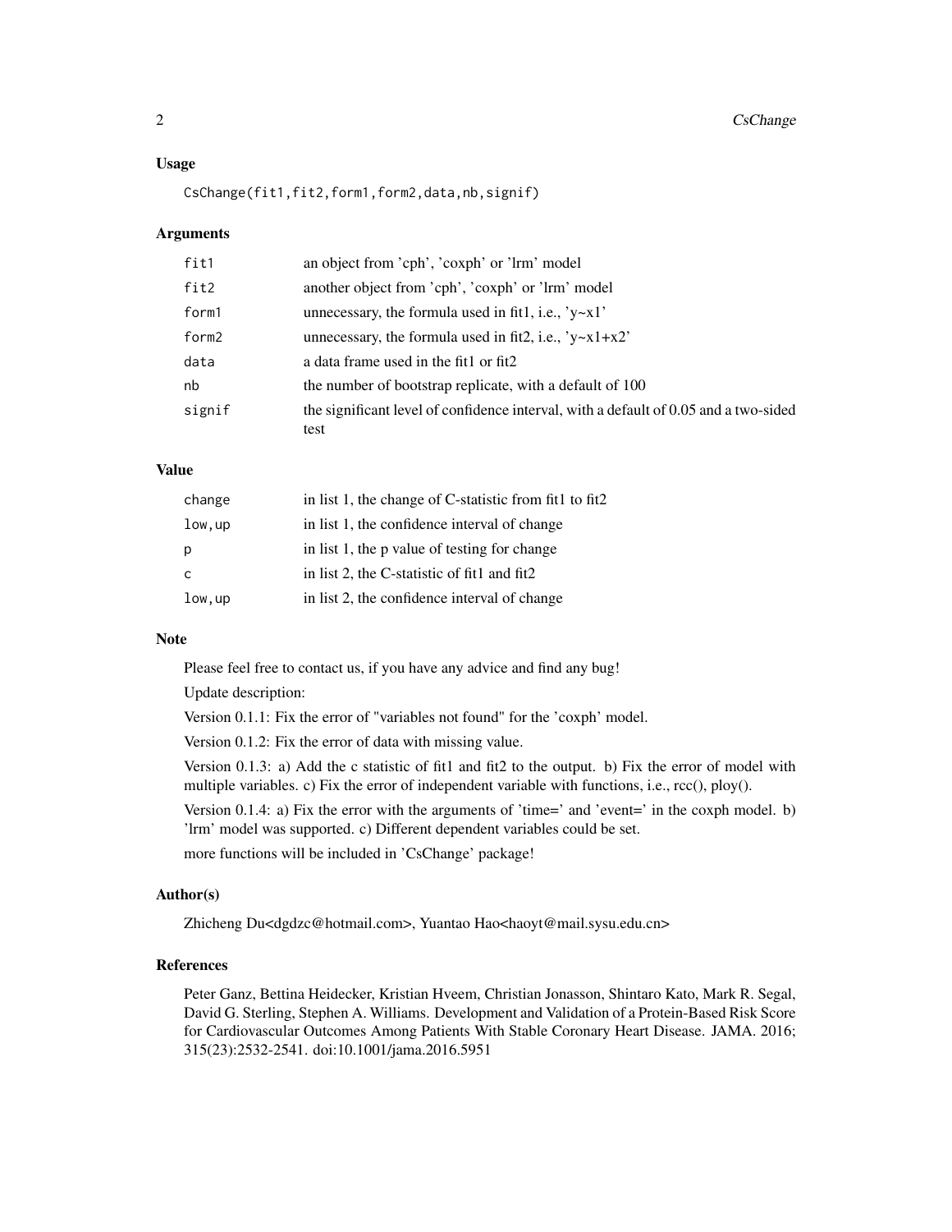### Usage

```
CsChange(fit1,fit2,form1,form2,data,nb,signif)
```

### Arguments

| | |
|---|---|
| fit1 | an object from 'cph', 'coxph' or 'lrm' model |
| fit2 | another object from 'cph', 'coxph' or 'lrm' model |
| form1 | unnecessary, the formula used in fit1, i.e., 'y~x1' |
| form2 | unnecessary, the formula used in fit2, i.e., 'y~x1+x2' |
| data | a data frame used in the fit1 or fit2 |
| nb | the number of bootstrap replicate, with a default of 100 |
| signif | the significant level of confidence interval, with a default of 0.05 and a two-sided test |

### Value

| | |
|---|---|
| change | in list 1, the change of C-statistic from fit1 to fit2 |
| low,up | in list 1, the confidence interval of change |
| p | in list 1, the p value of testing for change |
| c | in list 2, the C-statistic of fit1 and fit2 |
| low,up | in list 2, the confidence interval of change |

### Note

Please feel free to contact us, if you have any advice and find any bug!

Update description:

Version 0.1.1: Fix the error of "variables not found" for the 'coxph' model.

Version 0.1.2: Fix the error of data with missing value.

Version 0.1.3: a) Add the c statistic of fit1 and fit2 to the output. b) Fix the error of model with multiple variables. c) Fix the error of independent variable with functions, i.e., rcc(), ploy().

Version 0.1.4: a) Fix the error with the arguments of 'time=' and 'event=' in the coxph model. b) 'lrm' model was supported. c) Different dependent variables could be set.

more functions will be included in 'CsChange' package!

### Author(s)

Zhicheng Du<dgdzc@hotmail.com>, Yuantao Hao<haoyt@mail.sysu.edu.cn>

### References

Peter Ganz, Bettina Heidecker, Kristian Hveem, Christian Jonasson, Shintaro Kato, Mark R. Segal, David G. Sterling, Stephen A. Williams. Development and Validation of a Protein-Based Risk Score for Cardiovascular Outcomes Among Patients With Stable Coronary Heart Disease. JAMA. 2016; 315(23):2532-2541. doi:10.1001/jama.2016.5951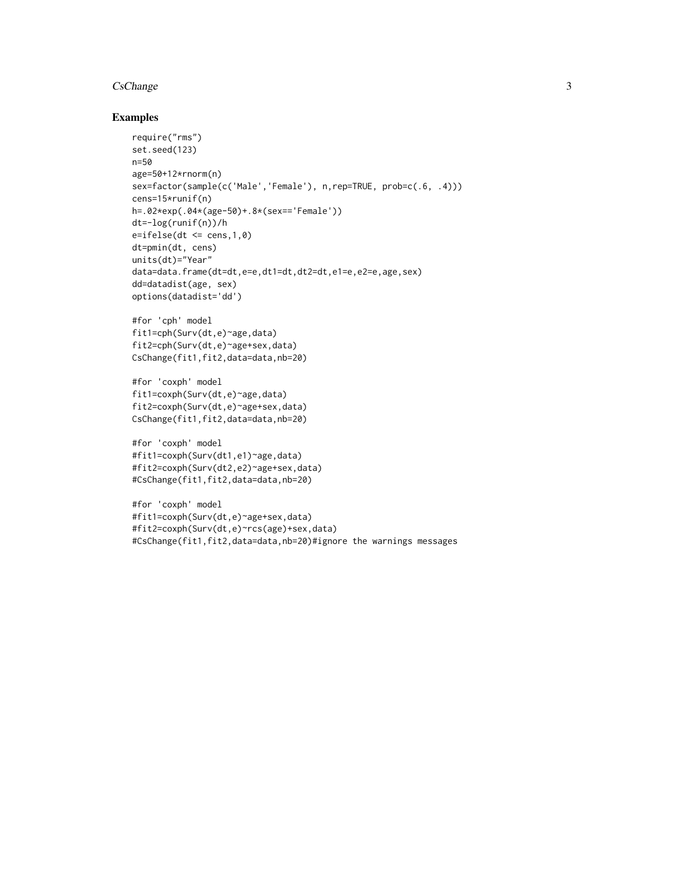## Examples

```
require("rms")
set.seed(123)
n=50
age=50+12*rnorm(n)
sex=factor(sample(c('Male','Female'), n,rep=TRUE, prob=c(.6, .4)))
cens=15*runif(n)
h=.02*exp(.04*(age-50)+.8*(sex=='Female'))
dt=-log(runif(n))/h
e=ifelse(dt <= cens,1,0)
dt=pmin(dt, cens)
units(dt)="Year"
data=data.frame(dt=dt,e=e,dt1=dt,dt2=dt,e1=e,e2=e,age,sex)
dd=datadist(age, sex)
options(datadist='dd')

#for 'cph' model
fit1=cph(Surv(dt,e)~age,data)
fit2=cph(Surv(dt,e)~age+sex,data)
CsChange(fit1,fit2,data=data,nb=20)

#for 'coxph' model
fit1=coxph(Surv(dt,e)~age,data)
fit2=coxph(Surv(dt,e)~age+sex,data)
CsChange(fit1,fit2,data=data,nb=20)

#for 'coxph' model
#fit1=coxph(Surv(dt1,e1)~age,data)
#fit2=coxph(Surv(dt2,e2)~age+sex,data)
#CsChange(fit1,fit2,data=data,nb=20)

#for 'coxph' model
#fit1=coxph(Surv(dt,e)~age+sex,data)
#fit2=coxph(Surv(dt,e)~rcs(age)+sex,data)
#CsChange(fit1,fit2,data=data,nb=20)#ignore the warnings messages
```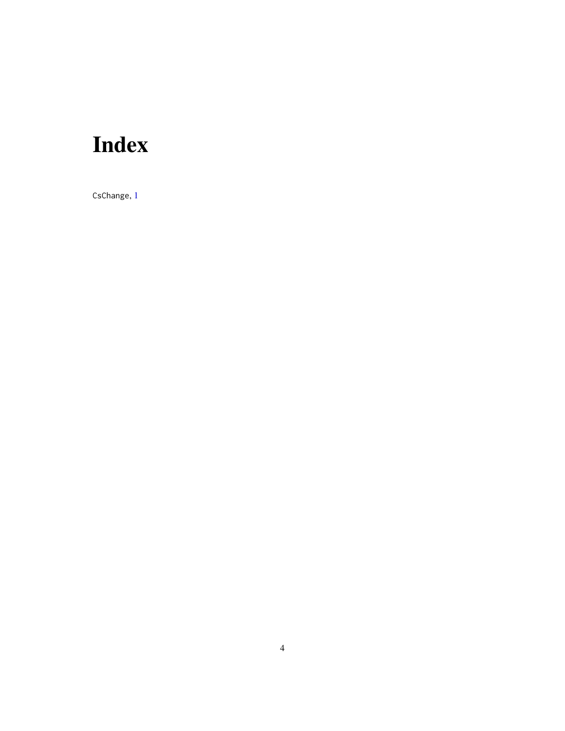# Index

CsChange, 1